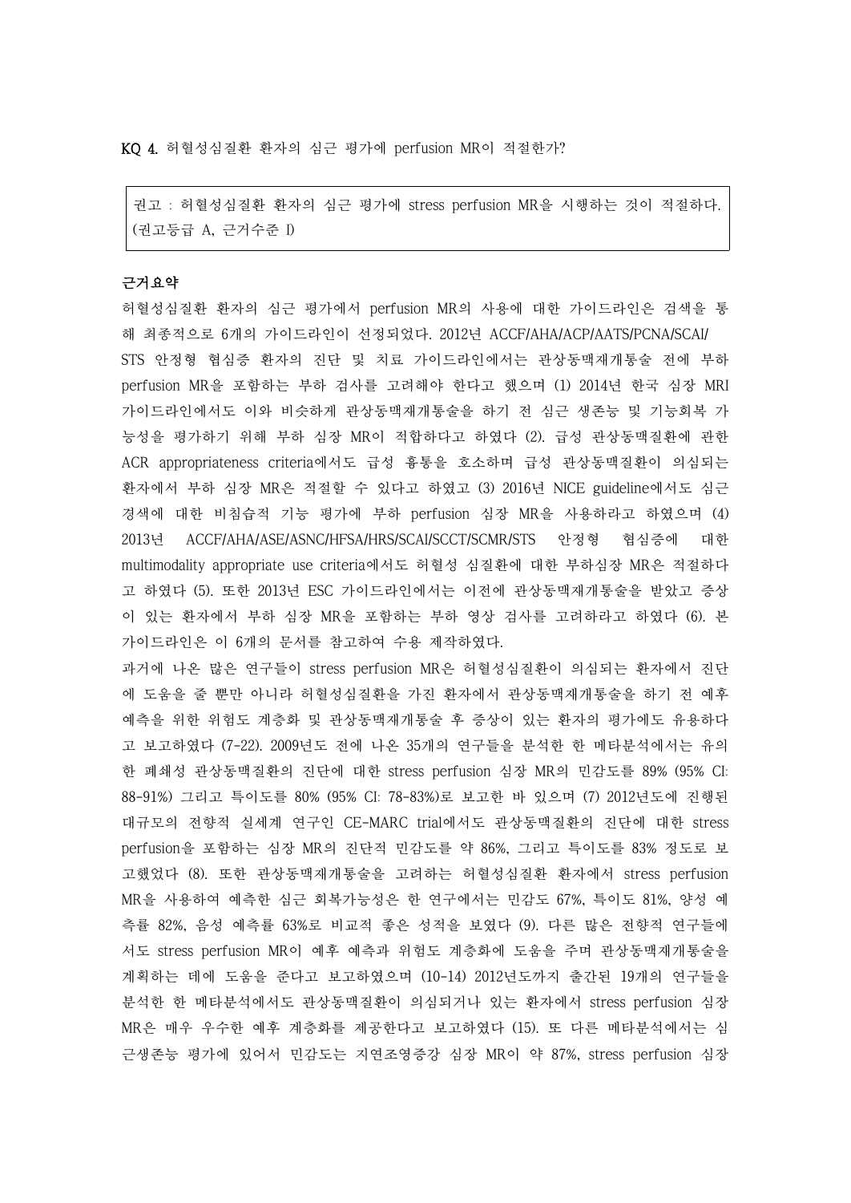KQ 4. 허혈성심질환 환자의 심근 평가에 perfusion MR이 적절한가?

권고 : 허혈성심질환 환자의 심근 평가에 stress perfusion MR을 시행하는 것이 적절하다. (권고등급 A, 근거수준 I)

**근거요약**

허혈성심질환 환자의 심근 평가에서 perfusion MR의 사용에 대한 가이드라인은 검색을 통해 최종적으로 6개의 가이드라인이 선정되었다. 2012년 ACCF/AHA/ACP/AATS/PCNA/SCAI/STS 안정형 협심증 환자의 진단 및 치료 가이드라인에서는 관상동맥재개통술 전에 부하 perfusion MR을 포함하는 부하 검사를 고려해야 한다고 했으며 (1) 2014년 한국 심장 MRI 가이드라인에서도 이와 비슷하게 관상동맥재개통술을 하기 전 심근 생존능 및 기능회복 가능성을 평가하기 위해 부하 심장 MR이 적합하다고 하였다 (2). 급성 관상동맥질환에 관한 ACR appropriateness criteria에서도 급성 흉통을 호소하며 급성 관상동맥질환이 의심되는 환자에서 부하 심장 MR은 적절할 수 있다고 하였고 (3) 2016년 NICE guideline에서도 심근 경색에 대한 비침습적 기능 평가에 부하 perfusion 심장 MR을 사용하라고 하였으며 (4) 2013년 ACCF/AHA/ASE/ASNC/HFSA/HRS/SCAI/SCCT/SCMR/STS 안정형 협심증에 대한 multimodality appropriate use criteria에서도 허혈성 심질환에 대한 부하심장 MR은 적절하다고 하였다 (5). 또한 2013년 ESC 가이드라인에서는 이전에 관상동맥재개통술을 받았고 증상이 있는 환자에서 부하 심장 MR을 포함하는 부하 영상 검사를 고려하라고 하였다 (6). 본 가이드라인은 이 6개의 문서를 참고하여 수용 제작하였다.

과거에 나온 많은 연구들이 stress perfusion MR은 허혈성심질환이 의심되는 환자에서 진단에 도움을 줄 뿐만 아니라 허혈성심질환을 가진 환자에서 관상동맥재개통술을 하기 전 예후 예측을 위한 위험도 계층화 및 관상동맥재개통술 후 증상이 있는 환자의 평가에도 유용하다고 보고하였다 (7-22). 2009년도 전에 나온 35개의 연구들을 분석한 한 메타분석에서는 유의한 폐쇄성 관상동맥질환의 진단에 대한 stress perfusion 심장 MR의 민감도를 89% (95% CI: 88-91%) 그리고 특이도를 80% (95% CI: 78-83%)로 보고한 바 있으며 (7) 2012년도에 진행된 대규모의 전향적 실세계 연구인 CE-MARC trial에서도 관상동맥질환의 진단에 대한 stress perfusion을 포함하는 심장 MR의 진단적 민감도를 약 86%, 그리고 특이도를 83% 정도로 보고했었다 (8). 또한 관상동맥재개통술을 고려하는 허혈성심질환 환자에서 stress perfusion MR을 사용하여 예측한 심근 회복가능성은 한 연구에서는 민감도 67%, 특이도 81%, 양성 예측률 82%, 음성 예측률 63%로 비교적 좋은 성적을 보였다 (9). 다른 많은 전향적 연구들에서도 stress perfusion MR이 예후 예측과 위험도 계층화에 도움을 주며 관상동맥재개통술을 계획하는 데에 도움을 준다고 보고하였으며 (10-14) 2012년도까지 출간된 19개의 연구들을 분석한 한 메타분석에서도 관상동맥질환이 의심되거나 있는 환자에서 stress perfusion 심장 MR은 매우 우수한 예후 계층화를 제공한다고 보고하였다 (15). 또 다른 메타분석에서는 심근생존능 평가에 있어서 민감도는 지연조영증강 심장 MR이 약 87%, stress perfusion 심장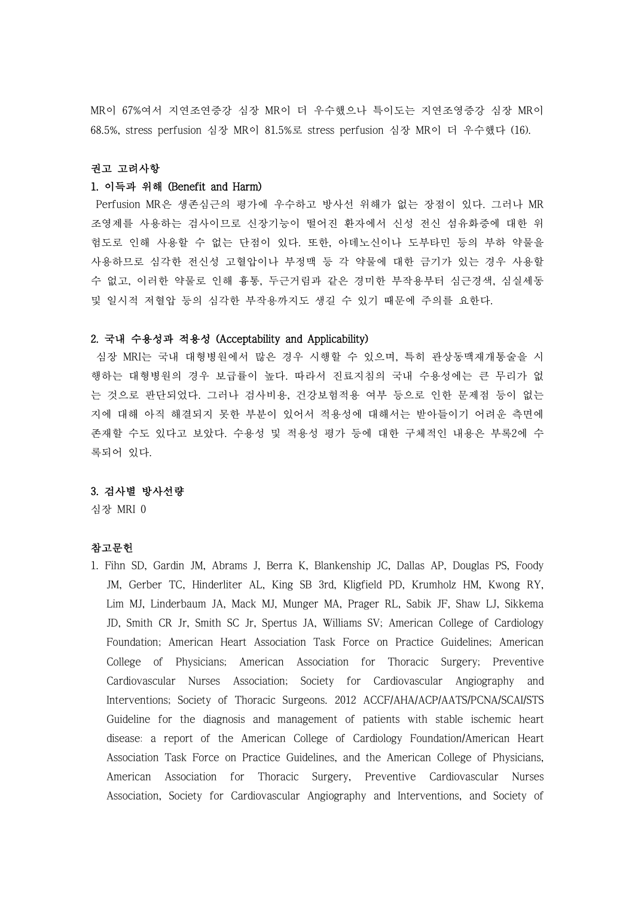MR이 67%여서 지연조연증강 심장 MR이 더 우수했으나 특이도는 지연조영증강 심장 MR이 68.5%, stress perfusion 심장 MR이 81.5%로 stress perfusion 심장 MR이 더 우수했다 (16).

### 권고 고려사항

#### 1. 이득과 위해 (Benefit and Harm)

Perfusion MR은 생존심근의 평가에 우수하고 방사선 위해가 없는 장점이 있다. 그러나 MR 조영제를 사용하는 검사이므로 신장기능이 떨어진 환자에서 신성 전신 섬유화증에 대한 위험도로 인해 사용할 수 없는 단점이 있다. 또한, 아데노신이나 도부타민 등의 부하 약물을 사용하므로 심각한 전신성 고혈압이나 부정맥 등 각 약물에 대한 금기가 있는 경우 사용할 수 없고, 이러한 약물로 인해 흉통, 두근거림과 같은 경미한 부작용부터 심근경색, 심실세동 및 일시적 저혈압 등의 심각한 부작용까지도 생길 수 있기 때문에 주의를 요한다.

#### 2. 국내 수용성과 적용성 (Acceptability and Applicability)

심장 MRI는 국내 대형병원에서 많은 경우 시행할 수 있으며, 특히 관상동맥재개통술을 시행하는 대형병원의 경우 보급률이 높다. 따라서 진료지침의 국내 수용성에는 큰 무리가 없는 것으로 판단되었다. 그러나 검사비용, 건강보험적용 여부 등으로 인한 문제점 등이 없는지에 대해 아직 해결되지 못한 부분이 있어서 적용성에 대해서는 받아들이기 어려운 측면에 존재할 수도 있다고 보았다. 수용성 및 적용성 평가 등에 대한 구체적인 내용은 부록2에 수록되어 있다.

#### 3. 검사별 방사선량

심장 MRI 0

### 참고문헌

1. Fihn SD, Gardin JM, Abrams J, Berra K, Blankenship JC, Dallas AP, Douglas PS, Foody JM, Gerber TC, Hinderliter AL, King SB 3rd, Kligfield PD, Krumholz HM, Kwong RY, Lim MJ, Linderbaum JA, Mack MJ, Munger MA, Prager RL, Sabik JF, Shaw LJ, Sikkema JD, Smith CR Jr, Smith SC Jr, Spertus JA, Williams SV; American College of Cardiology Foundation; American Heart Association Task Force on Practice Guidelines; American College of Physicians; American Association for Thoracic Surgery; Preventive Cardiovascular Nurses Association; Society for Cardiovascular Angiography and Interventions; Society of Thoracic Surgeons. 2012 ACCF/AHA/ACP/AATS/PCNA/SCAI/STS Guideline for the diagnosis and management of patients with stable ischemic heart disease: a report of the American College of Cardiology Foundation/American Heart Association Task Force on Practice Guidelines, and the American College of Physicians, American Association for Thoracic Surgery, Preventive Cardiovascular Nurses Association, Society for Cardiovascular Angiography and Interventions, and Society of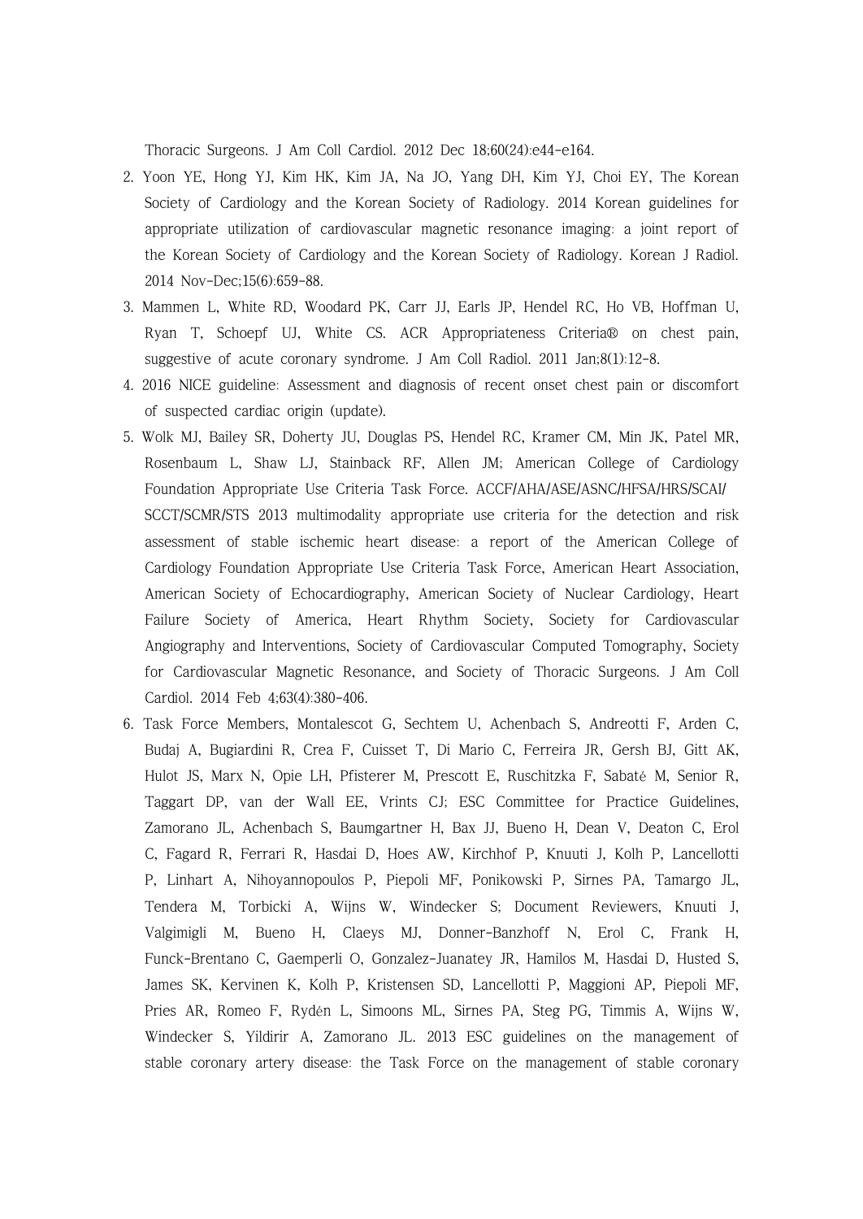Thoracic Surgeons. J Am Coll Cardiol. 2012 Dec 18;60(24):e44-e164.

2. Yoon YE, Hong YJ, Kim HK, Kim JA, Na JO, Yang DH, Kim YJ, Choi EY, The Korean Society of Cardiology and the Korean Society of Radiology. 2014 Korean guidelines for appropriate utilization of cardiovascular magnetic resonance imaging: a joint report of the Korean Society of Cardiology and the Korean Society of Radiology. Korean J Radiol. 2014 Nov-Dec;15(6):659-88.
3. Mammen L, White RD, Woodard PK, Carr JJ, Earls JP, Hendel RC, Ho VB, Hoffman U, Ryan T, Schoepf UJ, White CS. ACR Appropriateness Criteria® on chest pain, suggestive of acute coronary syndrome. J Am Coll Radiol. 2011 Jan;8(1):12-8.
4. 2016 NICE guideline: Assessment and diagnosis of recent onset chest pain or discomfort of suspected cardiac origin (update).
5. Wolk MJ, Bailey SR, Doherty JU, Douglas PS, Hendel RC, Kramer CM, Min JK, Patel MR, Rosenbaum L, Shaw LJ, Stainback RF, Allen JM; American College of Cardiology Foundation Appropriate Use Criteria Task Force. ACCF/AHA/ASE/ASNC/HFSA/HRS/SCAI/SCCT/SCMR/STS 2013 multimodality appropriate use criteria for the detection and risk assessment of stable ischemic heart disease: a report of the American College of Cardiology Foundation Appropriate Use Criteria Task Force, American Heart Association, American Society of Echocardiography, American Society of Nuclear Cardiology, Heart Failure Society of America, Heart Rhythm Society, Society for Cardiovascular Angiography and Interventions, Society of Cardiovascular Computed Tomography, Society for Cardiovascular Magnetic Resonance, and Society of Thoracic Surgeons. J Am Coll Cardiol. 2014 Feb 4;63(4):380-406.
6. Task Force Members, Montalescot G, Sechtem U, Achenbach S, Andreotti F, Arden C, Budaj A, Bugiardini R, Crea F, Cuisset T, Di Mario C, Ferreira JR, Gersh BJ, Gitt AK, Hulot JS, Marx N, Opie LH, Pfisterer M, Prescott E, Ruschitzka F, Sabaté M, Senior R, Taggart DP, van der Wall EE, Vrints CJ; ESC Committee for Practice Guidelines, Zamorano JL, Achenbach S, Baumgartner H, Bax JJ, Bueno H, Dean V, Deaton C, Erol C, Fagard R, Ferrari R, Hasdai D, Hoes AW, Kirchhof P, Knuuti J, Kolh P, Lancellotti P, Linhart A, Nihoyannopoulos P, Piepoli MF, Ponikowski P, Sirnes PA, Tamargo JL, Tendera M, Torbicki A, Wijns W, Windecker S; Document Reviewers, Knuuti J, Valgimigli M, Bueno H, Claeys MJ, Donner-Banzhoff N, Erol C, Frank H, Funck-Brentano C, Gaemperli O, Gonzalez-Juanatey JR, Hamilos M, Hasdai D, Husted S, James SK, Kervinen K, Kolh P, Kristensen SD, Lancellotti P, Maggioni AP, Piepoli MF, Pries AR, Romeo F, Rydén L, Simoons ML, Sirnes PA, Steg PG, Timmis A, Wijns W, Windecker S, Yildirir A, Zamorano JL. 2013 ESC guidelines on the management of stable coronary artery disease: the Task Force on the management of stable coronary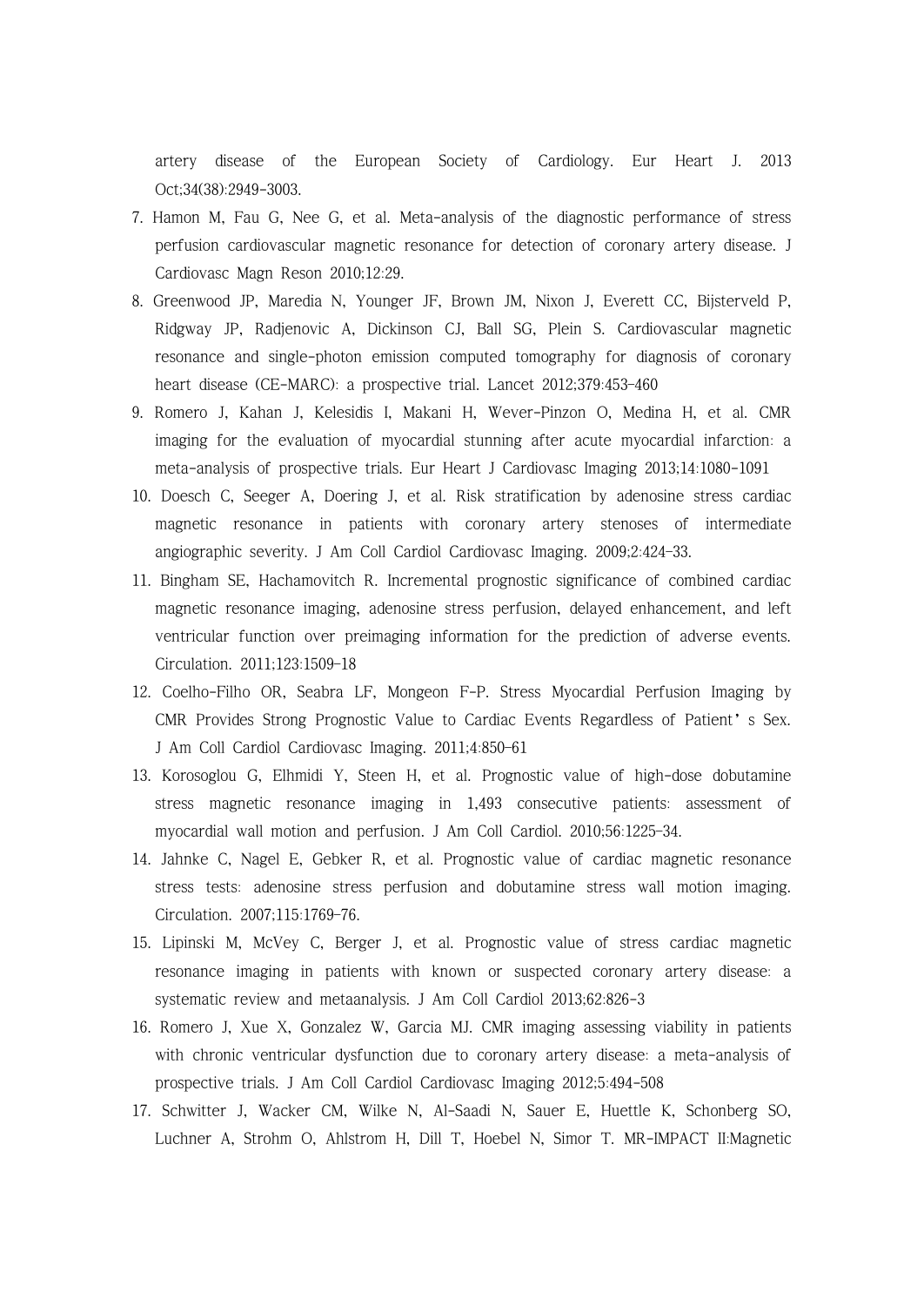artery disease of the European Society of Cardiology. Eur Heart J. 2013 Oct;34(38):2949-3003.

7. Hamon M, Fau G, Nee G, et al. Meta-analysis of the diagnostic performance of stress perfusion cardiovascular magnetic resonance for detection of coronary artery disease. J Cardiovasc Magn Reson 2010;12:29.
8. Greenwood JP, Maredia N, Younger JF, Brown JM, Nixon J, Everett CC, Bijsterveld P, Ridgway JP, Radjenovic A, Dickinson CJ, Ball SG, Plein S. Cardiovascular magnetic resonance and single-photon emission computed tomography for diagnosis of coronary heart disease (CE-MARC): a prospective trial. Lancet 2012;379:453–460
9. Romero J, Kahan J, Kelesidis I, Makani H, Wever-Pinzon O, Medina H, et al. CMR imaging for the evaluation of myocardial stunning after acute myocardial infarction: a meta-analysis of prospective trials. Eur Heart J Cardiovasc Imaging 2013;14:1080-1091
10. Doesch C, Seeger A, Doering J, et al. Risk stratification by adenosine stress cardiac magnetic resonance in patients with coronary artery stenoses of intermediate angiographic severity. J Am Coll Cardiol Cardiovasc Imaging. 2009;2:424–33.
11. Bingham SE, Hachamovitch R. Incremental prognostic significance of combined cardiac magnetic resonance imaging, adenosine stress perfusion, delayed enhancement, and left ventricular function over preimaging information for the prediction of adverse events. Circulation. 2011;123:1509–18
12. Coelho-Filho OR, Seabra LF, Mongeon F-P. Stress Myocardial Perfusion Imaging by CMR Provides Strong Prognostic Value to Cardiac Events Regardless of Patient's Sex. J Am Coll Cardiol Cardiovasc Imaging. 2011;4:850–61
13. Korosoglou G, Elhmidi Y, Steen H, et al. Prognostic value of high-dose dobutamine stress magnetic resonance imaging in 1,493 consecutive patients: assessment of myocardial wall motion and perfusion. J Am Coll Cardiol. 2010;56:1225–34.
14. Jahnke C, Nagel E, Gebker R, et al. Prognostic value of cardiac magnetic resonance stress tests: adenosine stress perfusion and dobutamine stress wall motion imaging. Circulation. 2007;115:1769–76.
15. Lipinski M, McVey C, Berger J, et al. Prognostic value of stress cardiac magnetic resonance imaging in patients with known or suspected coronary artery disease: a systematic review and metaanalysis. J Am Coll Cardiol 2013;62:826-3
16. Romero J, Xue X, Gonzalez W, Garcia MJ. CMR imaging assessing viability in patients with chronic ventricular dysfunction due to coronary artery disease: a meta-analysis of prospective trials. J Am Coll Cardiol Cardiovasc Imaging 2012;5:494-508
17. Schwitter J, Wacker CM, Wilke N, Al-Saadi N, Sauer E, Huettle K, Schonberg SO, Luchner A, Strohm O, Ahlstrom H, Dill T, Hoebel N, Simor T. MR-IMPACT II:Magnetic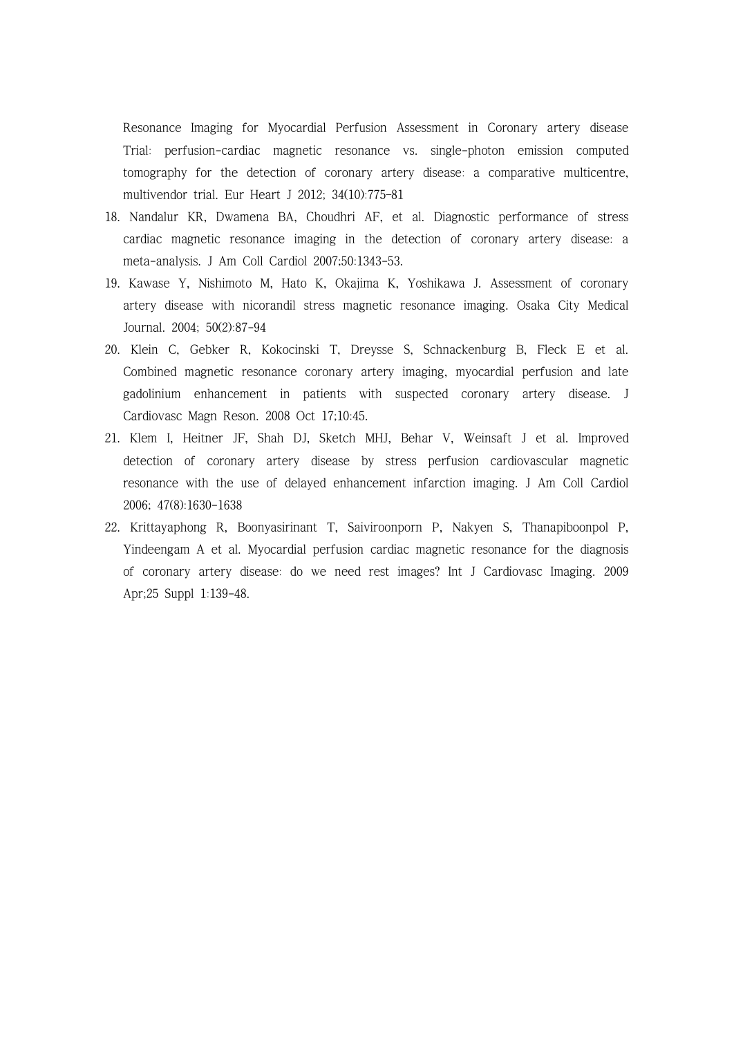Resonance Imaging for Myocardial Perfusion Assessment in Coronary artery disease Trial: perfusion-cardiac magnetic resonance vs. single-photon emission computed tomography for the detection of coronary artery disease: a comparative multicentre, multivendor trial. Eur Heart J 2012; 34(10):775-81

18. Nandalur KR, Dwamena BA, Choudhri AF, et al. Diagnostic performance of stress cardiac magnetic resonance imaging in the detection of coronary artery disease: a meta-analysis. J Am Coll Cardiol 2007;50:1343-53.
19. Kawase Y, Nishimoto M, Hato K, Okajima K, Yoshikawa J. Assessment of coronary artery disease with nicorandil stress magnetic resonance imaging. Osaka City Medical Journal. 2004; 50(2):87-94
20. Klein C, Gebker R, Kokocinski T, Dreysse S, Schnackenburg B, Fleck E et al. Combined magnetic resonance coronary artery imaging, myocardial perfusion and late gadolinium enhancement in patients with suspected coronary artery disease. J Cardiovasc Magn Reson. 2008 Oct 17;10:45.
21. Klem I, Heitner JF, Shah DJ, Sketch MHJ, Behar V, Weinsaft J et al. Improved detection of coronary artery disease by stress perfusion cardiovascular magnetic resonance with the use of delayed enhancement infarction imaging. J Am Coll Cardiol 2006; 47(8):1630-1638
22. Krittayaphong R, Boonyasirinant T, Saiviroonporn P, Nakyen S, Thanapiboonpol P, Yindeengam A et al. Myocardial perfusion cardiac magnetic resonance for the diagnosis of coronary artery disease: do we need rest images? Int J Cardiovasc Imaging. 2009 Apr;25 Suppl 1:139-48.